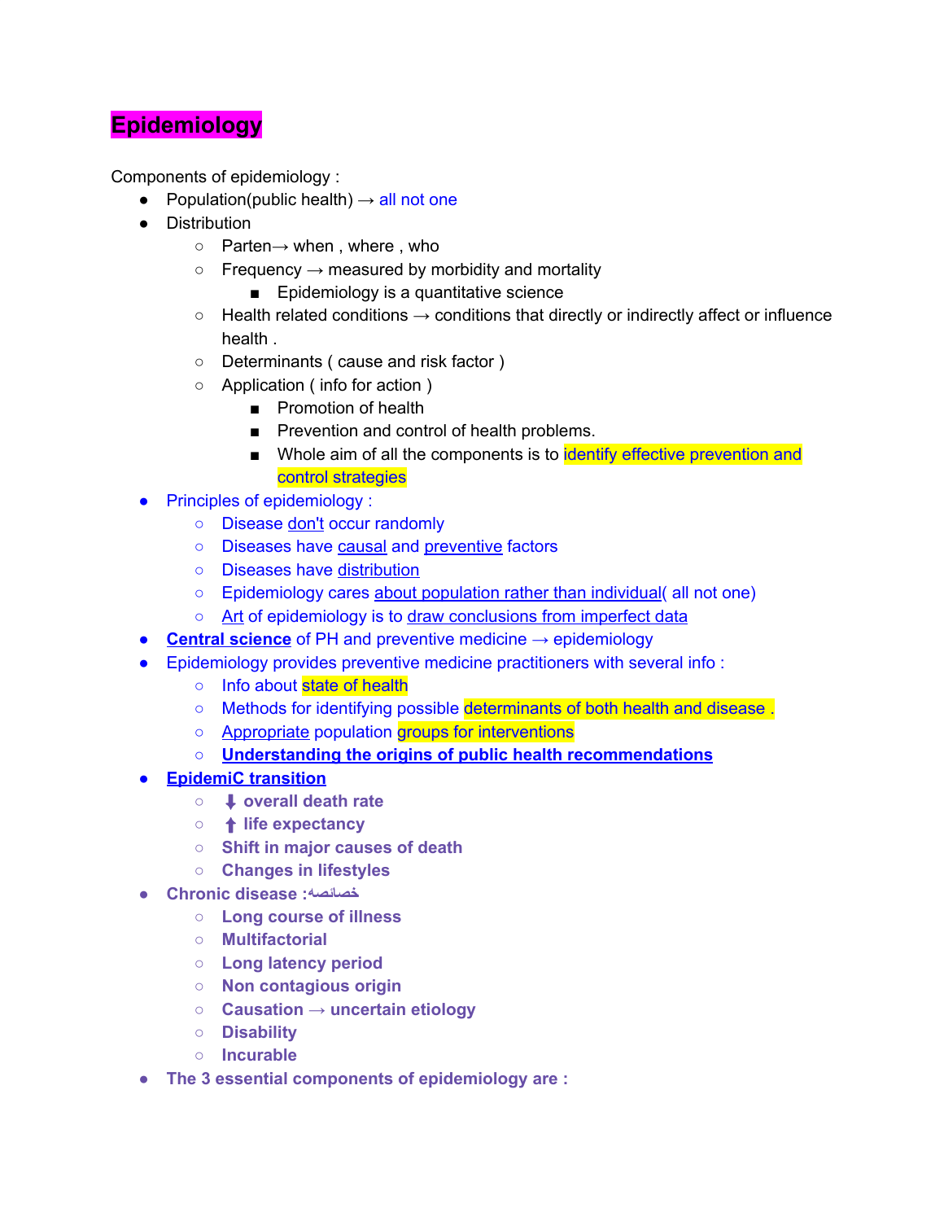# Epidemiology

Components of epidemiology :

- Population(public health) → all not one
- Distribution
  - Parten→ when , where , who
  - Frequency → measured by morbidity and mortality
    - Epidemiology is a quantitative science
  - Health related conditions → conditions that directly or indirectly affect or influence health .
  - Determinants ( cause and risk factor )
  - Application ( info for action )
    - Promotion of health
    - Prevention and control of health problems.
    - Whole aim of all the components is to identify effective prevention and control strategies
- Principles of epidemiology :
  - Disease don't occur randomly
  - Diseases have causal and preventive factors
  - Diseases have distribution
  - Epidemiology cares about population rather than individual( all not one)
  - Art of epidemiology is to draw conclusions from imperfect data
- **Central science** of PH and preventive medicine → epidemiology
- Epidemiology provides preventive medicine practitioners with several info :
  - Info about state of health
  - Methods for identifying possible determinants of both health and disease .
  - Appropriate population groups for interventions
  - **Understanding the origins of public health recommendations**
- **EpidemiC transition**
  - **⬇ overall death rate**
  - **⬆ life expectancy**
  - **Shift in major causes of death**
  - **Changes in lifestyles**
- **Chronic disease :خصائصه**
  - **Long course of illness**
  - **Multifactorial**
  - **Long latency period**
  - **Non contagious origin**
  - **Causation → uncertain etiology**
  - **Disability**
  - **Incurable**
- **The 3 essential components of epidemiology are :**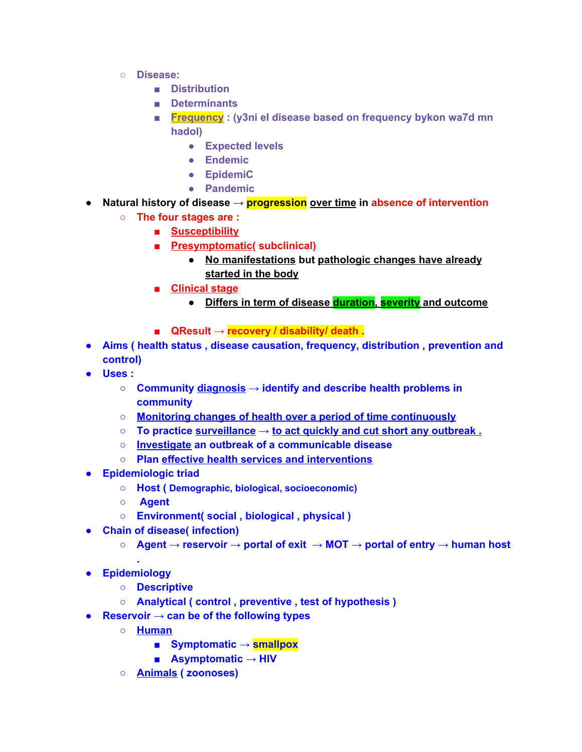- Disease:
    - Distribution
    - Determinants
    - Frequency : (y3ni el disease based on frequency bykon wa7d mn hadol)
        - Expected levels
        - Endemic
        - EpidemiC
        - Pandemic
- Natural history of disease → **progression** over time in absence of intervention
    - The four stages are :
        - Susceptibility
        - Presymptomatic( subclinical)
            - No manifestations but pathologic changes have already started in the body
        - Clinical stage
            - Differs in term of disease duration, severity and outcome
        - QResult → recovery / disability/ death .
- Aims ( health status , disease causation, frequency, distribution , prevention and control)
- Uses :
    - Community diagnosis → identify and describe health problems in community
    - Monitoring changes of health over a period of time continuously
    - To practice surveillance → to act quickly and cut short any outbreak .
    - Investigate an outbreak of a communicable disease
    - Plan effective health services and interventions
- Epidemiologic triad
    - Host ( Demographic, biological, socioeconomic)
    - Agent
    - Environment( social , biological , physical )
- Chain of disease( infection)
    - Agent → reservoir → portal of exit → MOT → portal of entry → human host .
- Epidemiology
    - Descriptive
    - Analytical ( control , preventive , test of hypothesis )
- Reservoir → can be of the following types
    - Human
        - Symptomatic → smallpox
        - Asymptomatic → HIV
    - Animals ( zoonoses)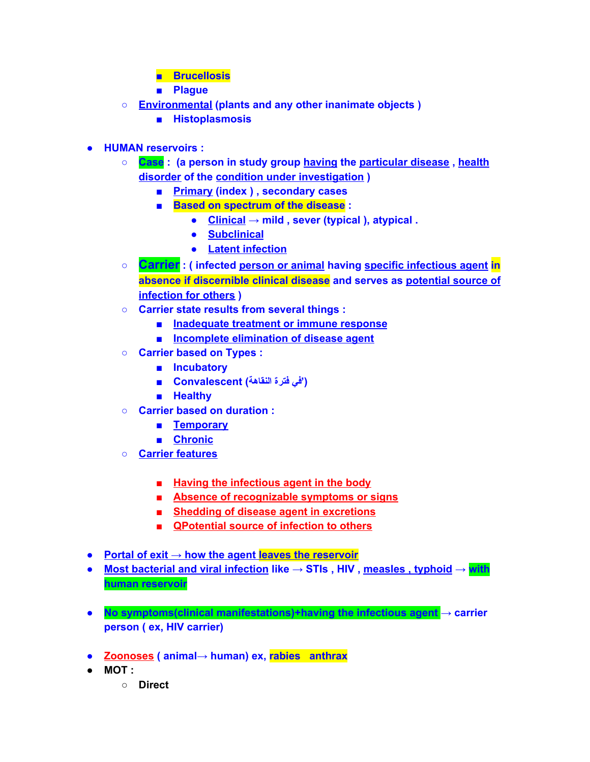- Brucellosis
- Plague
- Environmental (plants and any other inanimate objects )
  - Histoplasmosis

- HUMAN reservoirs :
  - **Case** : (a person in study group having the particular disease , health disorder of the condition under investigation )
    - Primary (index ) , secondary cases
    - Based on spectrum of the disease :
      - Clinical → mild , sever (typical ), atypical .
      - Subclinical
      - Latent infection
  - **Carrier** : ( infected person or animal having specific infectious agent in absence if discernible clinical disease and serves as potential source of infection for others )
  - Carrier state results from several things :
    - Inadequate treatment or immune response
    - Incomplete elimination of disease agent
  - Carrier based on Types :
    - Incubatory
    - Convalescent ('في فترة النقاهة)
    - Healthy
  - Carrier based on duration :
    - Temporary
    - Chronic
  - Carrier features
    - Having the infectious agent in the body
    - Absence of recognizable symptoms or signs
    - Shedding of disease agent in excretions
    - QPotential source of infection to others

- Portal of exit → how the agent leaves the reservoir
- Most bacterial and viral infection like → STIs , HIV , measles , typhoid → with human reservoir

- No symptoms(clinical manifestations)+having the infectious agent → carrier person ( ex, HIV carrier)

- Zoonoses ( animal→ human) ex, rabies anthrax
- MOT :
  - Direct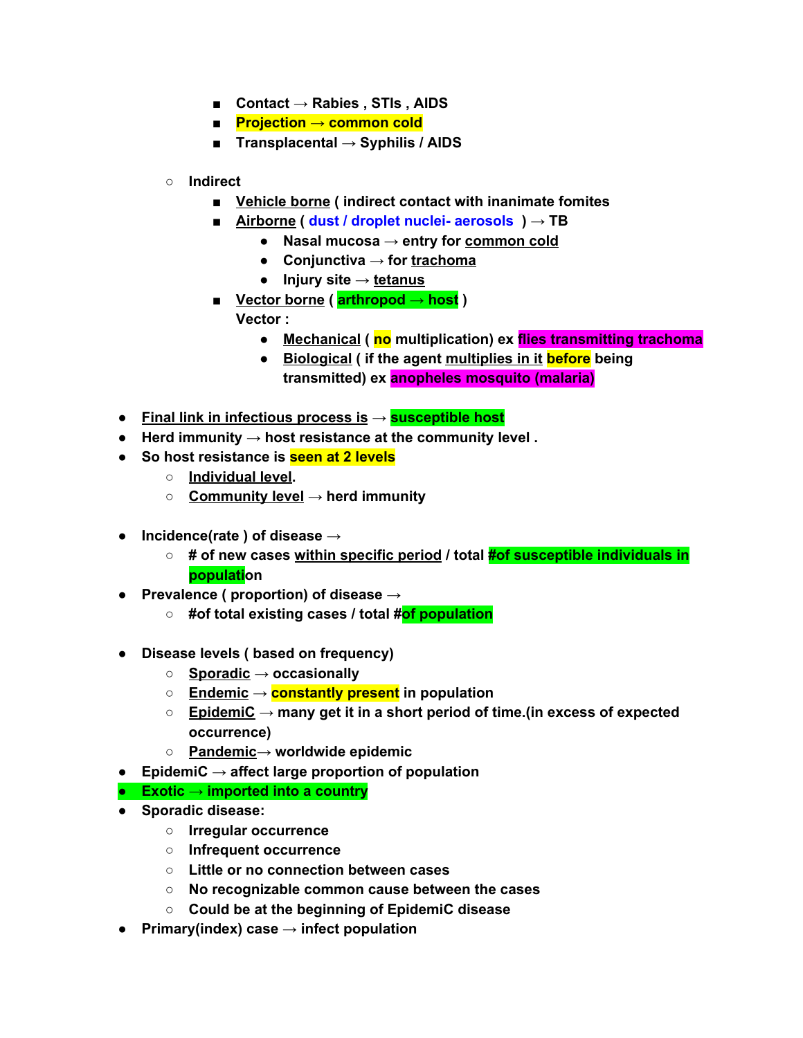- Contact → Rabies , STIs , AIDS
        - Projection → common cold
        - Transplacental → Syphilis / AIDS

    - Indirect
        - Vehicle borne ( indirect contact with inanimate fomites
        - Airborne ( dust / droplet nuclei- aerosols ) → TB
            - Nasal mucosa → entry for common cold
            - Conjunctiva → for trachoma
            - Injury site → tetanus
        - Vector borne ( arthropod → host )

          Vector :
            - Mechanical ( no multiplication) ex flies transmitting trachoma
            - Biological ( if the agent multiplies in it before being transmitted) ex anopheles mosquito (malaria)

- Final link in infectious process is → susceptible host
- Herd immunity → host resistance at the community level .
- So host resistance is seen at 2 levels
    - Individual level.
    - Community level → herd immunity

- Incidence(rate ) of disease →
    - # of new cases within specific period / total #of susceptible individuals in population
- Prevalence ( proportion) of disease →
    - #of total existing cases / total #of population

- Disease levels ( based on frequency)
    - Sporadic → occasionally
    - Endemic → constantly present in population
    - EpidemiC → many get it in a short period of time.(in excess of expected occurrence)
    - Pandemic→ worldwide epidemic
- EpidemiC → affect large proportion of population
- Exotic → imported into a country
- Sporadic disease:
    - Irregular occurrence
    - Infrequent occurrence
    - Little or no connection between cases
    - No recognizable common cause between the cases
    - Could be at the beginning of EpidemiC disease
- Primary(index) case → infect population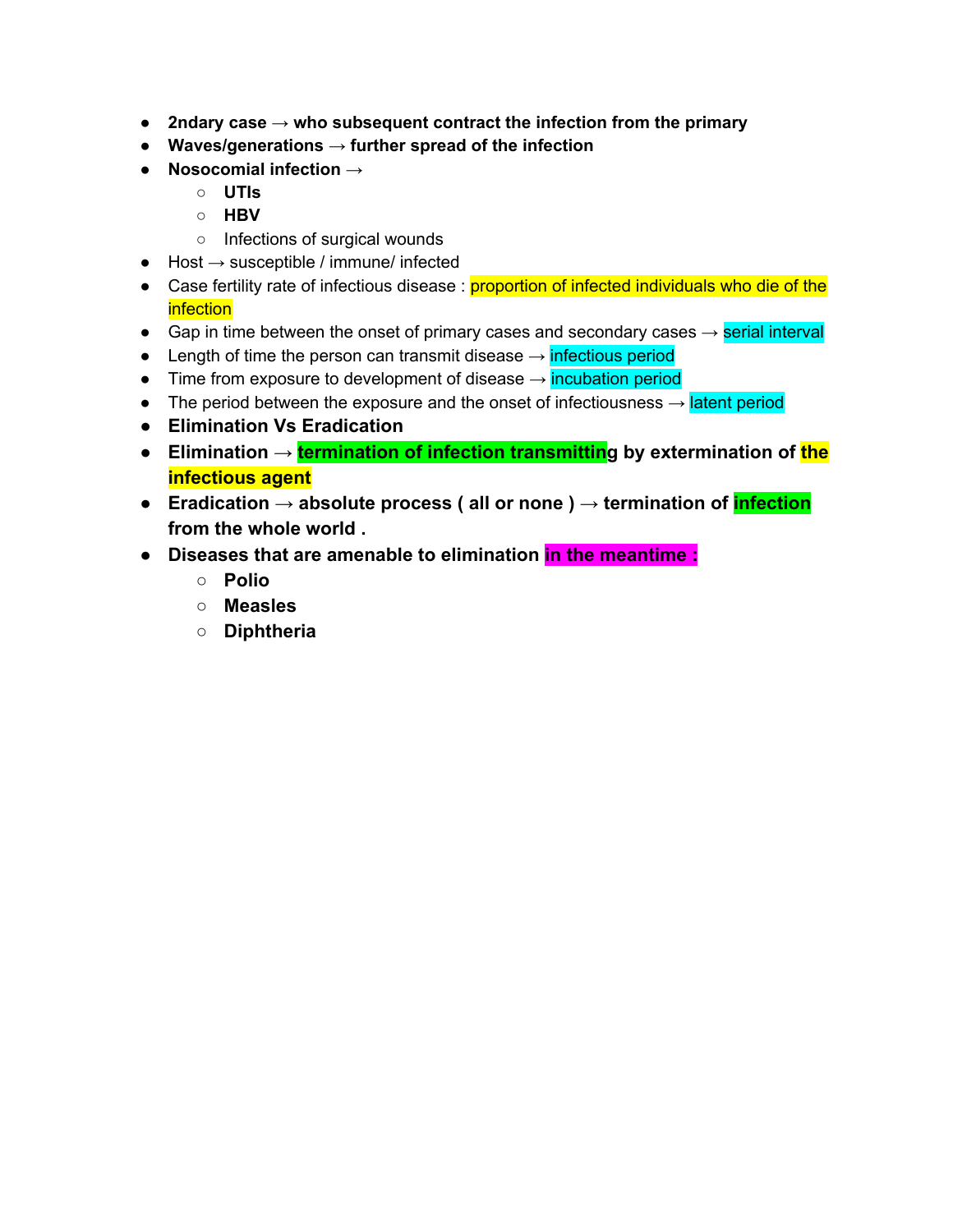- **2ndary case → who subsequent contract the infection from the primary**
- **Waves/generations → further spread of the infection**
- **Nosocomial infection →**
  - **UTIs**
  - **HBV**
  - Infections of surgical wounds
- Host → susceptible / immune/ infected
- Case fertility rate of infectious disease : proportion of infected individuals who die of the infection
- Gap in time between the onset of primary cases and secondary cases → serial interval
- Length of time the person can transmit disease → infectious period
- Time from exposure to development of disease → incubation period
- The period between the exposure and the onset of infectiousness → latent period
- **Elimination Vs Eradication**
- **Elimination → termination of infection transmitting by extermination of the infectious agent**
- **Eradication → absolute process ( all or none ) → termination of infection from the whole world .**
- **Diseases that are amenable to elimination in the meantime :**
  - **Polio**
  - **Measles**
  - **Diphtheria**